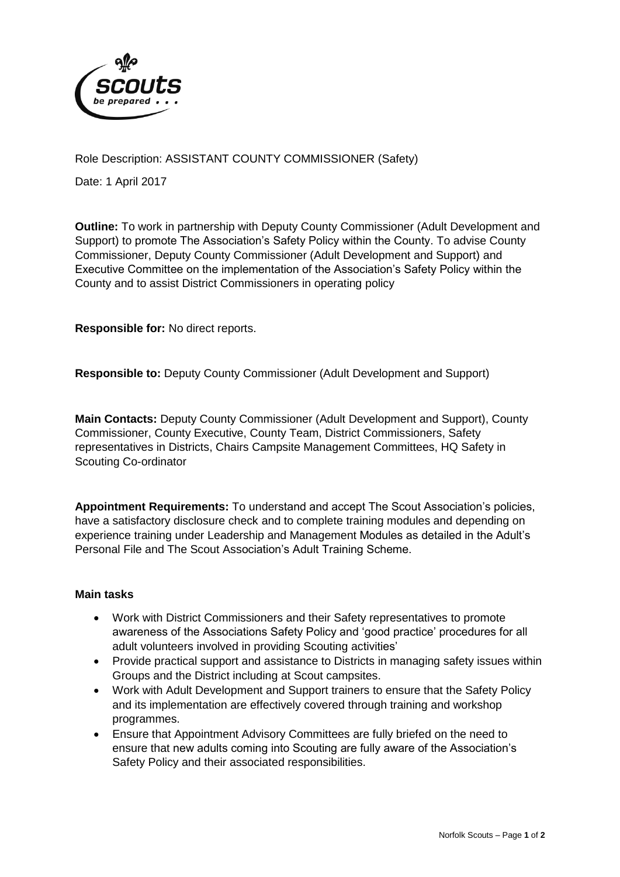Role Description: ASSISTANT COUNTY COMMISSIONER (Safety)

Date: 1 April 2017

**Outline:** To work in partnership with Deputy County Commissioner (Adult Development and Support) to promote The Association's Safety Policy within the County. To advise County Commissioner, Deputy County Commissioner (Adult Development and Support) and Executive Committee on the implementation of the Association's Safety Policy within the County and to assist District Commissioners in operating policy

**Responsible for:** No direct reports.

**Responsible to:** Deputy County Commissioner (Adult Development and Support)

**Main Contacts:** Deputy County Commissioner (Adult Development and Support), County Commissioner, County Executive, County Team, District Commissioners, Safety representatives in Districts, Chairs Campsite Management Committees, HQ Safety in Scouting Co-ordinator

**Appointment Requirements:** To understand and accept The Scout Association's policies, have a satisfactory disclosure check and to complete training modules and depending on experience training under Leadership and Management Modules as detailed in the Adult's Personal File and The Scout Association's Adult Training Scheme.

**Main tasks**

- Work with District Commissioners and their Safety representatives to promote awareness of the Associations Safety Policy and 'good practice' procedures for all adult volunteers involved in providing Scouting activities'
- Provide practical support and assistance to Districts in managing safety issues within Groups and the District including at Scout campsites.
- Work with Adult Development and Support trainers to ensure that the Safety Policy and its implementation are effectively covered through training and workshop programmes.
- Ensure that Appointment Advisory Committees are fully briefed on the need to ensure that new adults coming into Scouting are fully aware of the Association's Safety Policy and their associated responsibilities.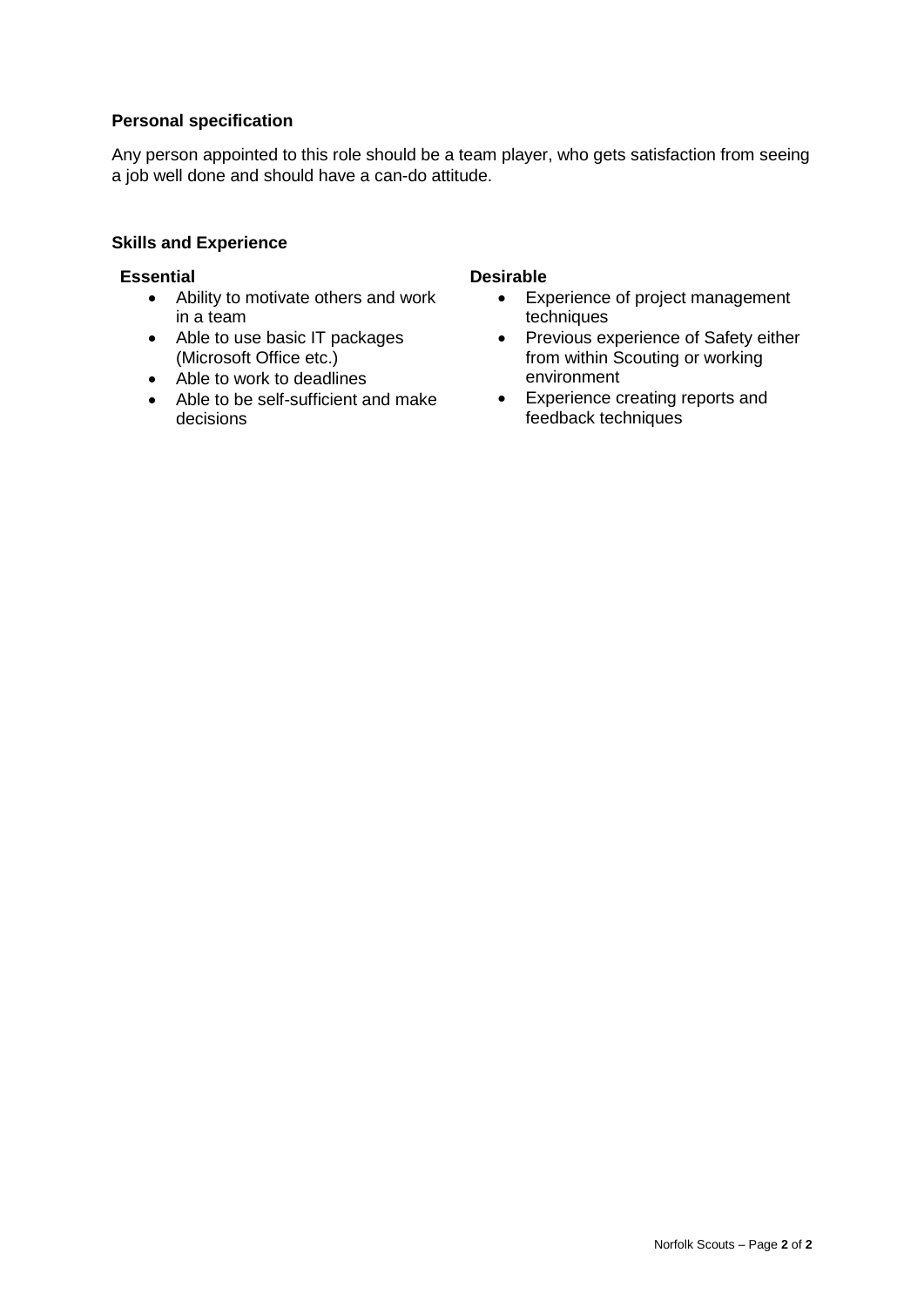**Personal specification**

Any person appointed to this role should be a team player, who gets satisfaction from seeing a job well done and should have a can-do attitude.

**Skills and Experience**

**Essential**

- Ability to motivate others and work in a team
- Able to use basic IT packages (Microsoft Office etc.)
- Able to work to deadlines
- Able to be self-sufficient and make decisions

**Desirable**

- Experience of project management techniques
- Previous experience of Safety either from within Scouting or working environment
- Experience creating reports and feedback techniques